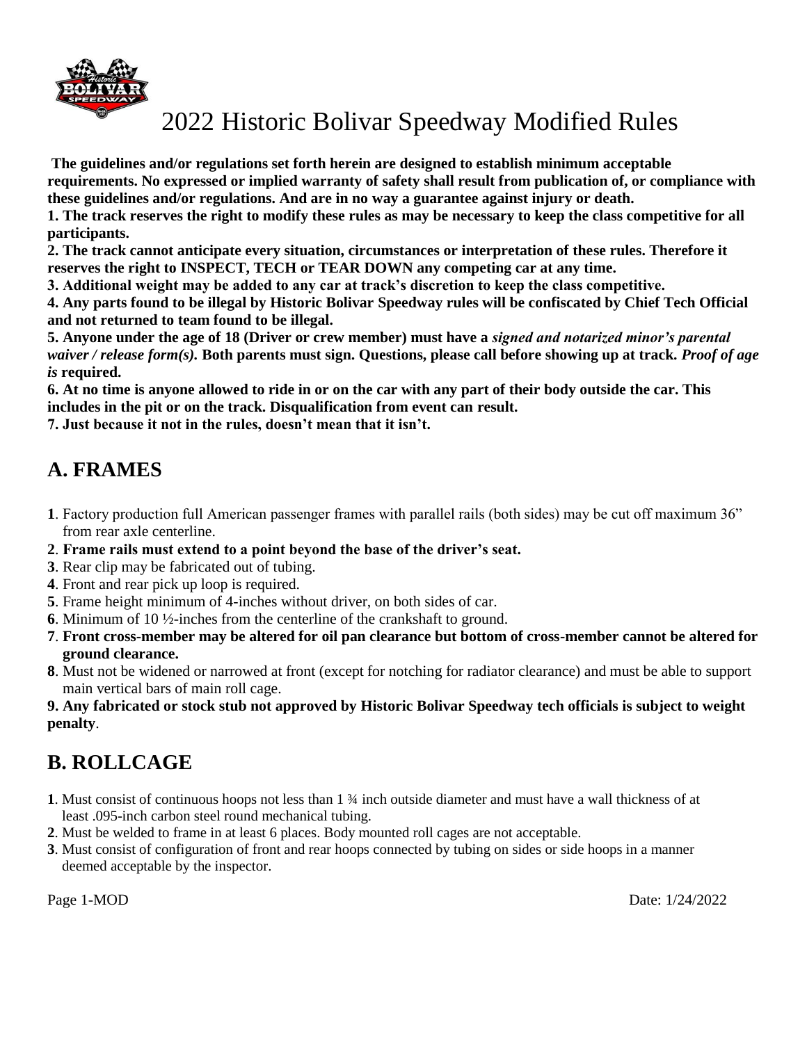# 2022 Historic Bolivar Speedway Modified Rules

**The guidelines and/or regulations set forth herein are designed to establish minimum acceptable requirements. No expressed or implied warranty of safety shall result from publication of, or compliance with these guidelines and/or regulations. And are in no way a guarantee against injury or death.**

**1. The track reserves the right to modify these rules as may be necessary to keep the class competitive for all participants.**

**2. The track cannot anticipate every situation, circumstances or interpretation of these rules. Therefore it reserves the right to INSPECT, TECH or TEAR DOWN any competing car at any time.**

**3. Additional weight may be added to any car at track's discretion to keep the class competitive.**

**4. Any parts found to be illegal by Historic Bolivar Speedway rules will be confiscated by Chief Tech Official and not returned to team found to be illegal.**

**5. Anyone under the age of 18 (Driver or crew member) must have a *signed and notarized minor's parental waiver / release form(s).* Both parents must sign. Questions, please call before showing up at track. *Proof of age is* required.**

**6. At no time is anyone allowed to ride in or on the car with any part of their body outside the car. This includes in the pit or on the track. Disqualification from event can result.**

**7. Just because it not in the rules, doesn't mean that it isn't.**

## A. FRAMES

**1**. Factory production full American passenger frames with parallel rails (both sides) may be cut off maximum 36" from rear axle centerline.

**2**. **Frame rails must extend to a point beyond the base of the driver's seat.**

**3**. Rear clip may be fabricated out of tubing.

**4**. Front and rear pick up loop is required.

**5**. Frame height minimum of 4-inches without driver, on both sides of car.

**6**. Minimum of 10 ½-inches from the centerline of the crankshaft to ground.

**7**. **Front cross-member may be altered for oil pan clearance but bottom of cross-member cannot be altered for ground clearance.**

**8**. Must not be widened or narrowed at front (except for notching for radiator clearance) and must be able to support main vertical bars of main roll cage.

**9. Any fabricated or stock stub not approved by Historic Bolivar Speedway tech officials is subject to weight penalty**.

## B. ROLLCAGE

**1**. Must consist of continuous hoops not less than 1 ¾ inch outside diameter and must have a wall thickness of at least .095-inch carbon steel round mechanical tubing.

**2**. Must be welded to frame in at least 6 places. Body mounted roll cages are not acceptable.

**3**. Must consist of configuration of front and rear hoops connected by tubing on sides or side hoops in a manner deemed acceptable by the inspector.

Page 1-MOD Date: 1/24/2022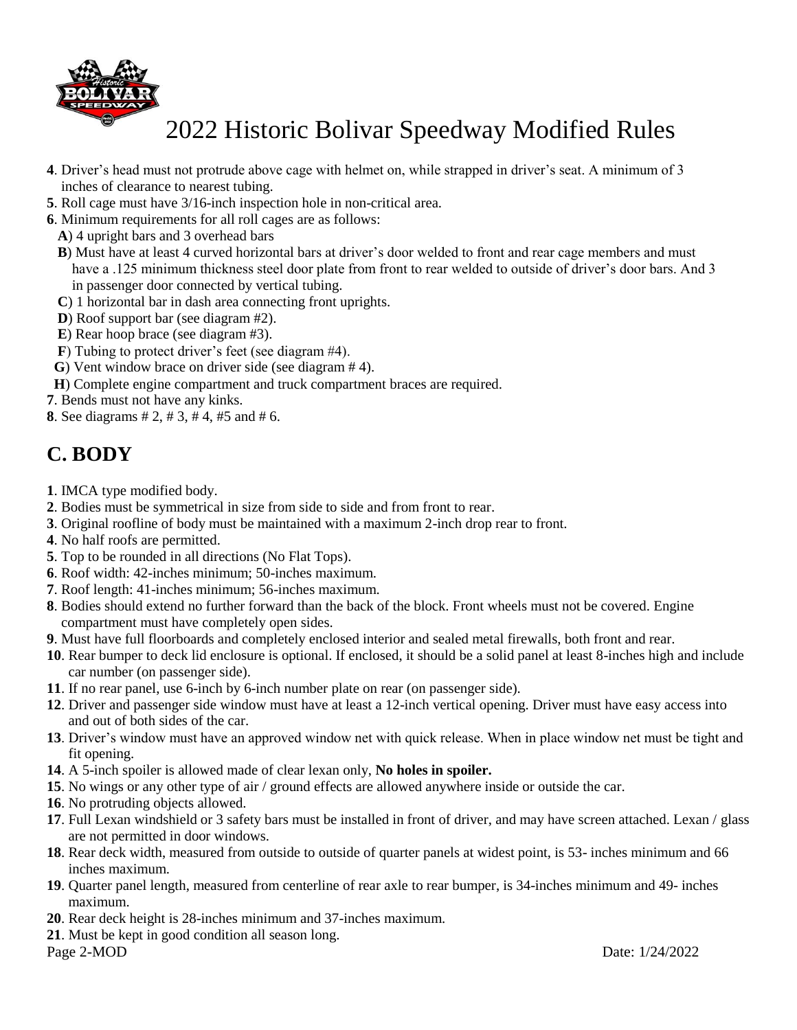# 2022 Historic Bolivar Speedway Modified Rules

**4**. Driver's head must not protrude above cage with helmet on, while strapped in driver's seat. A minimum of 3 inches of clearance to nearest tubing.

**5**. Roll cage must have 3/16-inch inspection hole in non-critical area.

**6**. Minimum requirements for all roll cages are as follows:

**A**) 4 upright bars and 3 overhead bars

**B**) Must have at least 4 curved horizontal bars at driver's door welded to front and rear cage members and must have a .125 minimum thickness steel door plate from front to rear welded to outside of driver's door bars. And 3 in passenger door connected by vertical tubing.

**C**) 1 horizontal bar in dash area connecting front uprights.

**D**) Roof support bar (see diagram #2).

**E**) Rear hoop brace (see diagram #3).

**F**) Tubing to protect driver's feet (see diagram #4).

**G**) Vent window brace on driver side (see diagram # 4).

**H**) Complete engine compartment and truck compartment braces are required.

**7**. Bends must not have any kinks.

**8**. See diagrams # 2, # 3, # 4, #5 and # 6.

## C. BODY

**1**. IMCA type modified body.

**2**. Bodies must be symmetrical in size from side to side and from front to rear.

**3**. Original roofline of body must be maintained with a maximum 2-inch drop rear to front.

**4**. No half roofs are permitted.

**5**. Top to be rounded in all directions (No Flat Tops).

**6**. Roof width: 42-inches minimum; 50-inches maximum.

**7**. Roof length: 41-inches minimum; 56-inches maximum.

**8**. Bodies should extend no further forward than the back of the block. Front wheels must not be covered. Engine compartment must have completely open sides.

**9**. Must have full floorboards and completely enclosed interior and sealed metal firewalls, both front and rear.

**10**. Rear bumper to deck lid enclosure is optional. If enclosed, it should be a solid panel at least 8-inches high and include car number (on passenger side).

**11**. If no rear panel, use 6-inch by 6-inch number plate on rear (on passenger side).

**12**. Driver and passenger side window must have at least a 12-inch vertical opening. Driver must have easy access into and out of both sides of the car.

**13**. Driver's window must have an approved window net with quick release. When in place window net must be tight and fit opening.

**14**. A 5-inch spoiler is allowed made of clear lexan only, **No holes in spoiler.**

**15**. No wings or any other type of air / ground effects are allowed anywhere inside or outside the car.

**16**. No protruding objects allowed.

**17**. Full Lexan windshield or 3 safety bars must be installed in front of driver, and may have screen attached. Lexan / glass are not permitted in door windows.

**18**. Rear deck width, measured from outside to outside of quarter panels at widest point, is 53- inches minimum and 66 inches maximum.

**19**. Quarter panel length, measured from centerline of rear axle to rear bumper, is 34-inches minimum and 49- inches maximum.

**20**. Rear deck height is 28-inches minimum and 37-inches maximum.

**21**. Must be kept in good condition all season long.

Page 2-MOD Date: 1/24/2022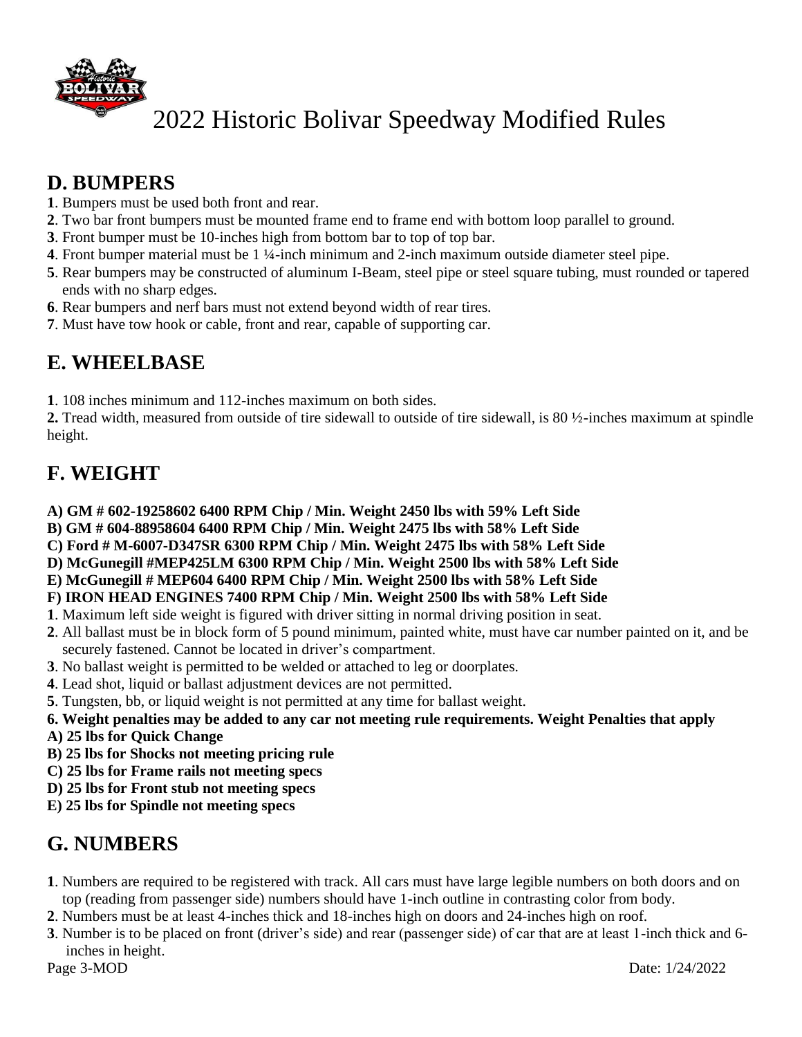# 2022 Historic Bolivar Speedway Modified Rules

## D. BUMPERS

**1**. Bumpers must be used both front and rear.
**2**. Two bar front bumpers must be mounted frame end to frame end with bottom loop parallel to ground.
**3**. Front bumper must be 10-inches high from bottom bar to top of top bar.
**4**. Front bumper material must be 1 ¼-inch minimum and 2-inch maximum outside diameter steel pipe.
**5**. Rear bumpers may be constructed of aluminum I-Beam, steel pipe or steel square tubing, must rounded or tapered ends with no sharp edges.
**6**. Rear bumpers and nerf bars must not extend beyond width of rear tires.
**7**. Must have tow hook or cable, front and rear, capable of supporting car.

## E. WHEELBASE

**1**. 108 inches minimum and 112-inches maximum on both sides.

**2.** Tread width, measured from outside of tire sidewall to outside of tire sidewall, is 80 ½-inches maximum at spindle height.

## F. WEIGHT

**A) GM # 602-19258602 6400 RPM Chip / Min. Weight 2450 lbs with 59% Left Side**
**B) GM # 604-88958604 6400 RPM Chip / Min. Weight 2475 lbs with 58% Left Side**
**C) Ford # M-6007-D347SR 6300 RPM Chip / Min. Weight 2475 lbs with 58% Left Side**
**D) McGunegill #MEP425LM 6300 RPM Chip / Min. Weight 2500 lbs with 58% Left Side**
**E) McGunegill # MEP604 6400 RPM Chip / Min. Weight 2500 lbs with 58% Left Side**
**F) IRON HEAD ENGINES 7400 RPM Chip / Min. Weight 2500 lbs with 58% Left Side**
**1**. Maximum left side weight is figured with driver sitting in normal driving position in seat.
**2**. All ballast must be in block form of 5 pound minimum, painted white, must have car number painted on it, and be securely fastened. Cannot be located in driver's compartment.
**3**. No ballast weight is permitted to be welded or attached to leg or doorplates.
**4**. Lead shot, liquid or ballast adjustment devices are not permitted.
**5**. Tungsten, bb, or liquid weight is not permitted at any time for ballast weight.
**6. Weight penalties may be added to any car not meeting rule requirements. Weight Penalties that apply**
**A) 25 lbs for Quick Change**
**B) 25 lbs for Shocks not meeting pricing rule**
**C) 25 lbs for Frame rails not meeting specs**
**D) 25 lbs for Front stub not meeting specs**
**E) 25 lbs for Spindle not meeting specs**

## G. NUMBERS

**1**. Numbers are required to be registered with track. All cars must have large legible numbers on both doors and on top (reading from passenger side) numbers should have 1-inch outline in contrasting color from body.
**2**. Numbers must be at least 4-inches thick and 18-inches high on doors and 24-inches high on roof.
**3**. Number is to be placed on front (driver's side) and rear (passenger side) of car that are at least 1-inch thick and 6-inches in height.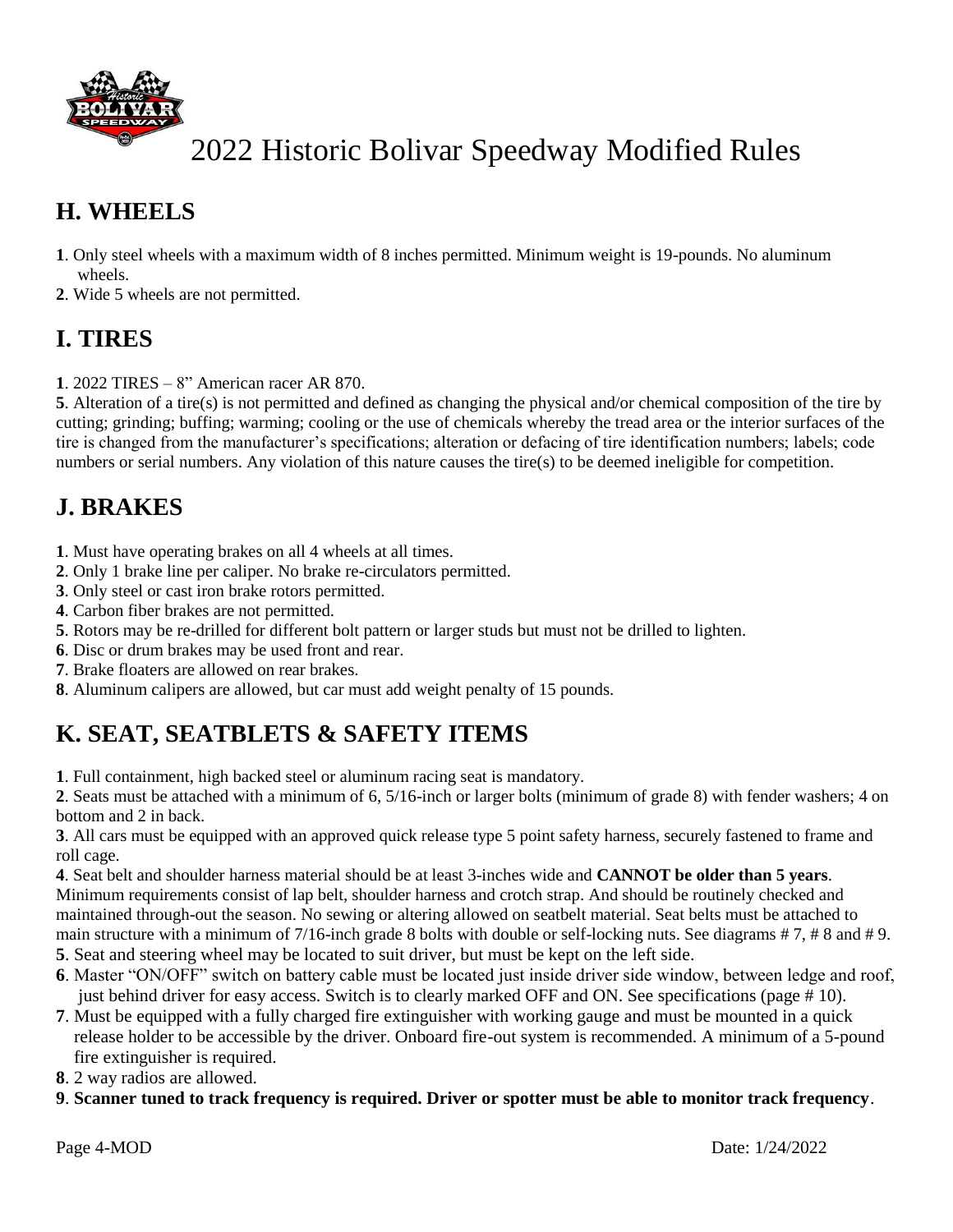# 2022 Historic Bolivar Speedway Modified Rules

## H. WHEELS

**1**. Only steel wheels with a maximum width of 8 inches permitted. Minimum weight is 19-pounds. No aluminum wheels.
**2**. Wide 5 wheels are not permitted.

## I. TIRES

**1**. 2022 TIRES – 8" American racer AR 870.
**5**. Alteration of a tire(s) is not permitted and defined as changing the physical and/or chemical composition of the tire by cutting; grinding; buffing; warming; cooling or the use of chemicals whereby the tread area or the interior surfaces of the tire is changed from the manufacturer's specifications; alteration or defacing of tire identification numbers; labels; code numbers or serial numbers. Any violation of this nature causes the tire(s) to be deemed ineligible for competition.

## J. BRAKES

**1**. Must have operating brakes on all 4 wheels at all times.
**2**. Only 1 brake line per caliper. No brake re-circulators permitted.
**3**. Only steel or cast iron brake rotors permitted.
**4**. Carbon fiber brakes are not permitted.
**5**. Rotors may be re-drilled for different bolt pattern or larger studs but must not be drilled to lighten.
**6**. Disc or drum brakes may be used front and rear.
**7**. Brake floaters are allowed on rear brakes.
**8**. Aluminum calipers are allowed, but car must add weight penalty of 15 pounds.

## K. SEAT, SEATBLETS & SAFETY ITEMS

**1**. Full containment, high backed steel or aluminum racing seat is mandatory.
**2**. Seats must be attached with a minimum of 6, 5/16-inch or larger bolts (minimum of grade 8) with fender washers; 4 on bottom and 2 in back.
**3**. All cars must be equipped with an approved quick release type 5 point safety harness, securely fastened to frame and roll cage.
**4**. Seat belt and shoulder harness material should be at least 3-inches wide and **CANNOT be older than 5 years**. Minimum requirements consist of lap belt, shoulder harness and crotch strap. And should be routinely checked and maintained through-out the season. No sewing or altering allowed on seatbelt material. Seat belts must be attached to main structure with a minimum of 7/16-inch grade 8 bolts with double or self-locking nuts. See diagrams # 7, # 8 and # 9.
**5**. Seat and steering wheel may be located to suit driver, but must be kept on the left side.
**6**. Master "ON/OFF" switch on battery cable must be located just inside driver side window, between ledge and roof, just behind driver for easy access. Switch is to clearly marked OFF and ON. See specifications (page # 10).
**7**. Must be equipped with a fully charged fire extinguisher with working gauge and must be mounted in a quick release holder to be accessible by the driver. Onboard fire-out system is recommended. A minimum of a 5-pound fire extinguisher is required.
**8**. 2 way radios are allowed.
**9**. **Scanner tuned to track frequency is required. Driver or spotter must be able to monitor track frequency**.

Page 4-MOD Date: 1/24/2022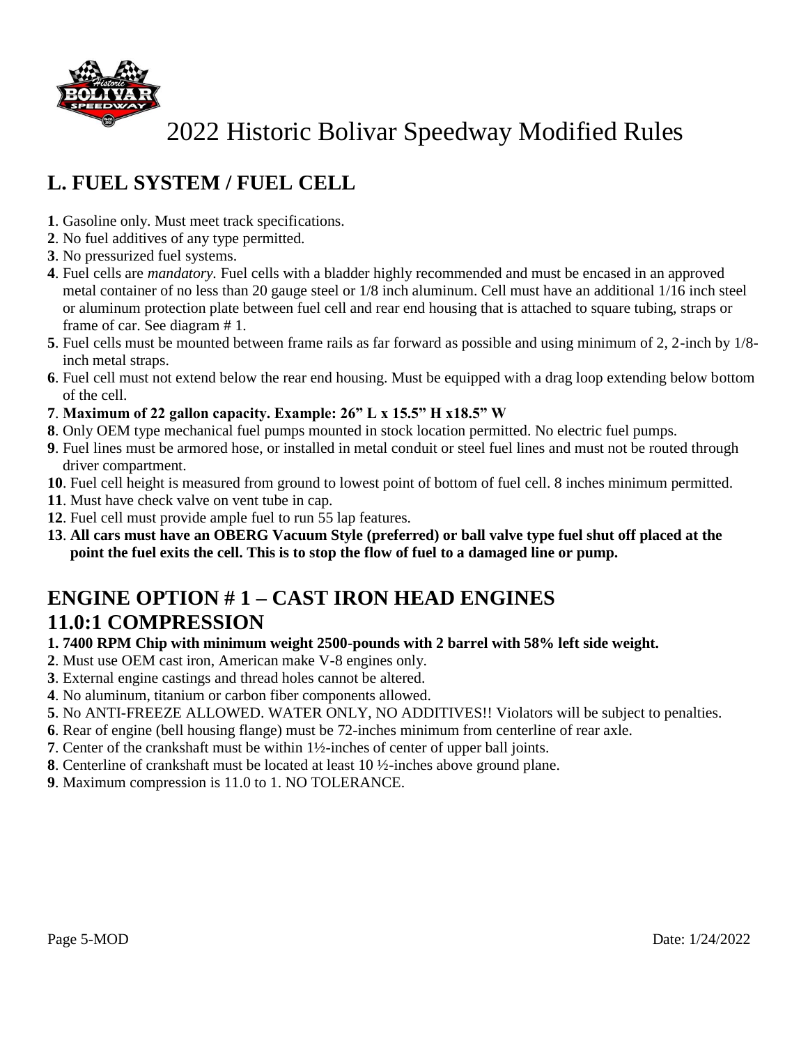# 2022 Historic Bolivar Speedway Modified Rules

## L. FUEL SYSTEM / FUEL CELL

**1**. Gasoline only. Must meet track specifications.
**2**. No fuel additives of any type permitted.
**3**. No pressurized fuel systems.
**4**. Fuel cells are *mandatory.* Fuel cells with a bladder highly recommended and must be encased in an approved metal container of no less than 20 gauge steel or 1/8 inch aluminum. Cell must have an additional 1/16 inch steel or aluminum protection plate between fuel cell and rear end housing that is attached to square tubing, straps or frame of car. See diagram # 1.
**5**. Fuel cells must be mounted between frame rails as far forward as possible and using minimum of 2, 2-inch by 1/8-inch metal straps.
**6**. Fuel cell must not extend below the rear end housing. Must be equipped with a drag loop extending below bottom of the cell.
**7**. **Maximum of 22 gallon capacity. Example: 26" L x 15.5" H x18.5" W**
**8**. Only OEM type mechanical fuel pumps mounted in stock location permitted. No electric fuel pumps.
**9**. Fuel lines must be armored hose, or installed in metal conduit or steel fuel lines and must not be routed through driver compartment.
**10**. Fuel cell height is measured from ground to lowest point of bottom of fuel cell. 8 inches minimum permitted.
**11**. Must have check valve on vent tube in cap.
**12**. Fuel cell must provide ample fuel to run 55 lap features.
**13**. **All cars must have an OBERG Vacuum Style (preferred) or ball valve type fuel shut off placed at the point the fuel exits the cell. This is to stop the flow of fuel to a damaged line or pump.**

## ENGINE OPTION # 1 – CAST IRON HEAD ENGINES 11.0:1 COMPRESSION

**1. 7400 RPM Chip with minimum weight 2500-pounds with 2 barrel with 58% left side weight.**
**2**. Must use OEM cast iron, American make V-8 engines only.
**3**. External engine castings and thread holes cannot be altered.
**4**. No aluminum, titanium or carbon fiber components allowed.
**5**. No ANTI-FREEZE ALLOWED. WATER ONLY, NO ADDITIVES!! Violators will be subject to penalties.
**6**. Rear of engine (bell housing flange) must be 72-inches minimum from centerline of rear axle.
**7**. Center of the crankshaft must be within 1½-inches of center of upper ball joints.
**8**. Centerline of crankshaft must be located at least 10 ½-inches above ground plane.
**9**. Maximum compression is 11.0 to 1. NO TOLERANCE.

Page 5-MOD Date: 1/24/2022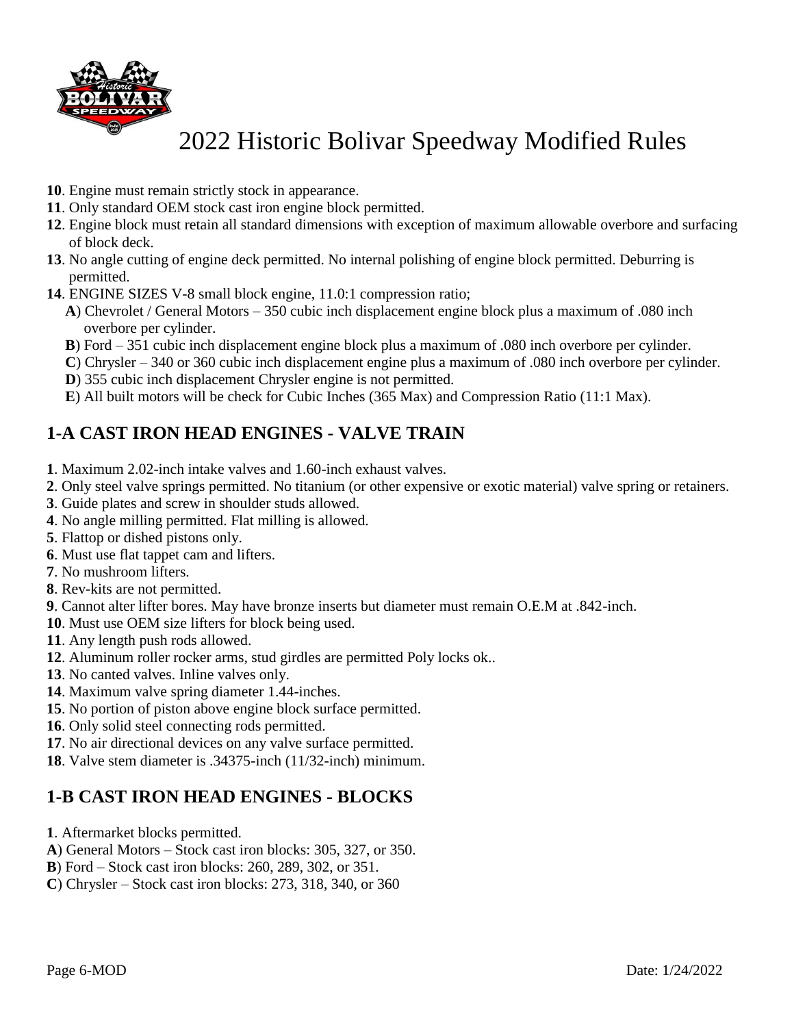# 2022 Historic Bolivar Speedway Modified Rules

**10**. Engine must remain strictly stock in appearance.
**11**. Only standard OEM stock cast iron engine block permitted.
**12**. Engine block must retain all standard dimensions with exception of maximum allowable overbore and surfacing of block deck.
**13**. No angle cutting of engine deck permitted. No internal polishing of engine block permitted. Deburring is permitted.
**14**. ENGINE SIZES V-8 small block engine, 11.0:1 compression ratio;
**A**) Chevrolet / General Motors – 350 cubic inch displacement engine block plus a maximum of .080 inch overbore per cylinder.
**B**) Ford – 351 cubic inch displacement engine block plus a maximum of .080 inch overbore per cylinder.
**C**) Chrysler – 340 or 360 cubic inch displacement engine plus a maximum of .080 inch overbore per cylinder.
**D**) 355 cubic inch displacement Chrysler engine is not permitted.
**E**) All built motors will be check for Cubic Inches (365 Max) and Compression Ratio (11:1 Max).

## 1-A CAST IRON HEAD ENGINES - VALVE TRAIN

**1**. Maximum 2.02-inch intake valves and 1.60-inch exhaust valves.
**2**. Only steel valve springs permitted. No titanium (or other expensive or exotic material) valve spring or retainers.
**3**. Guide plates and screw in shoulder studs allowed.
**4**. No angle milling permitted. Flat milling is allowed.
**5**. Flattop or dished pistons only.
**6**. Must use flat tappet cam and lifters.
**7**. No mushroom lifters.
**8**. Rev-kits are not permitted.
**9**. Cannot alter lifter bores. May have bronze inserts but diameter must remain O.E.M at .842-inch.
**10**. Must use OEM size lifters for block being used.
**11**. Any length push rods allowed.
**12**. Aluminum roller rocker arms, stud girdles are permitted Poly locks ok..
**13**. No canted valves. Inline valves only.
**14**. Maximum valve spring diameter 1.44-inches.
**15**. No portion of piston above engine block surface permitted.
**16**. Only solid steel connecting rods permitted.
**17**. No air directional devices on any valve surface permitted.
**18**. Valve stem diameter is .34375-inch (11/32-inch) minimum.

## 1-B CAST IRON HEAD ENGINES - BLOCKS

**1**. Aftermarket blocks permitted.
**A**) General Motors – Stock cast iron blocks: 305, 327, or 350.
**B**) Ford – Stock cast iron blocks: 260, 289, 302, or 351.
**C**) Chrysler – Stock cast iron blocks: 273, 318, 340, or 360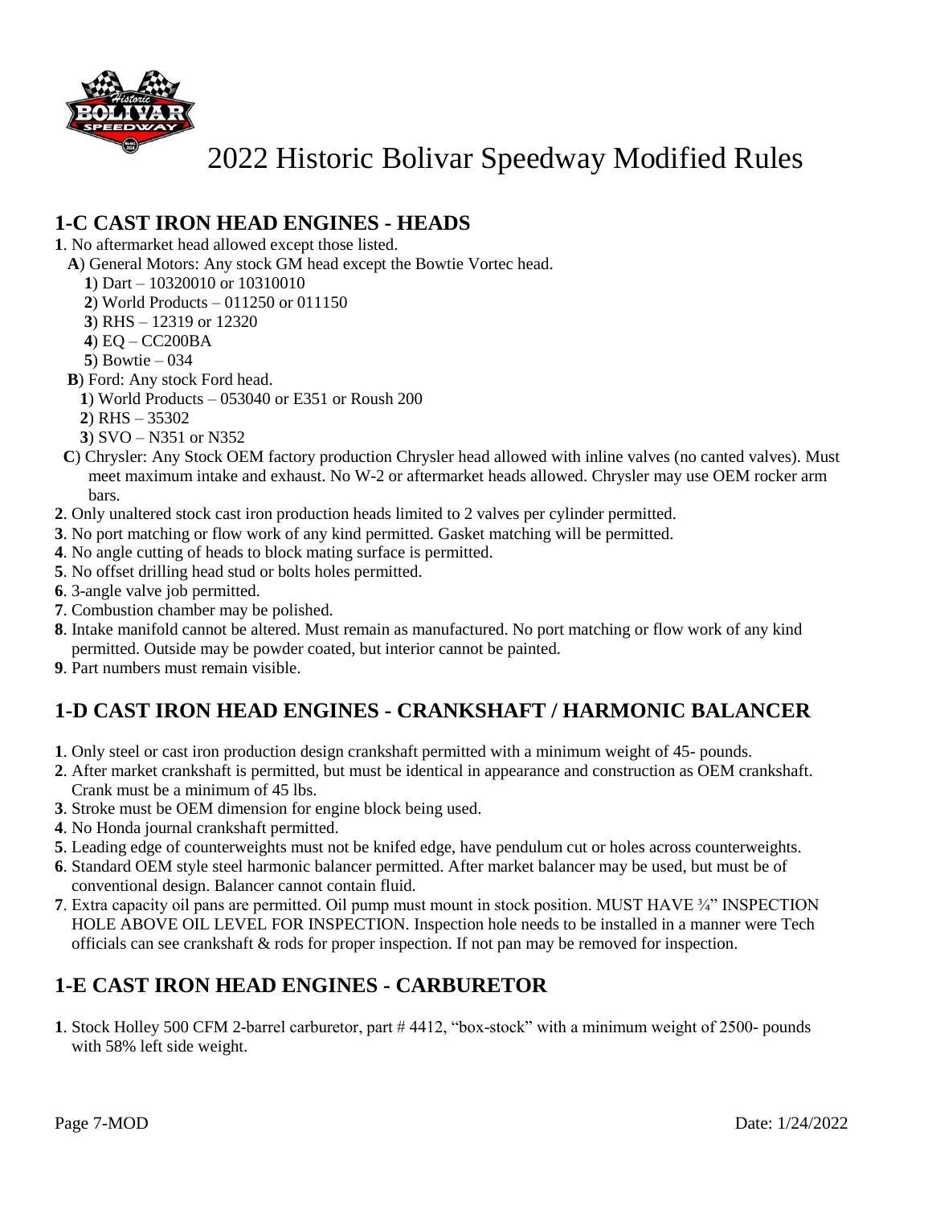# 2022 Historic Bolivar Speedway Modified Rules

## 1-C CAST IRON HEAD ENGINES - HEADS

**1**. No aftermarket head allowed except those listed.

- **A**) General Motors: Any stock GM head except the Bowtie Vortec head.
  - **1**) Dart – 10320010 or 10310010
  - **2**) World Products – 011250 or 011150
  - **3**) RHS – 12319 or 12320
  - **4**) EQ – CC200BA
  - **5**) Bowtie – 034
- **B**) Ford: Any stock Ford head.
  - **1**) World Products – 053040 or E351 or Roush 200
  - **2**) RHS – 35302
  - **3**) SVO – N351 or N352
- **C**) Chrysler: Any Stock OEM factory production Chrysler head allowed with inline valves (no canted valves). Must meet maximum intake and exhaust. No W-2 or aftermarket heads allowed. Chrysler may use OEM rocker arm bars.

**2**. Only unaltered stock cast iron production heads limited to 2 valves per cylinder permitted.

**3**. No port matching or flow work of any kind permitted. Gasket matching will be permitted.

**4**. No angle cutting of heads to block mating surface is permitted.

**5**. No offset drilling head stud or bolts holes permitted.

**6**. 3-angle valve job permitted.

**7**. Combustion chamber may be polished.

**8**. Intake manifold cannot be altered. Must remain as manufactured. No port matching or flow work of any kind permitted. Outside may be powder coated, but interior cannot be painted.

**9**. Part numbers must remain visible.

## 1-D CAST IRON HEAD ENGINES - CRANKSHAFT / HARMONIC BALANCER

**1**. Only steel or cast iron production design crankshaft permitted with a minimum weight of 45- pounds.

**2**. After market crankshaft is permitted, but must be identical in appearance and construction as OEM crankshaft. Crank must be a minimum of 45 lbs.

**3**. Stroke must be OEM dimension for engine block being used.

**4**. No Honda journal crankshaft permitted.

**5**. Leading edge of counterweights must not be knifed edge, have pendulum cut or holes across counterweights.

**6**. Standard OEM style steel harmonic balancer permitted. After market balancer may be used, but must be of conventional design. Balancer cannot contain fluid.

**7**. Extra capacity oil pans are permitted. Oil pump must mount in stock position. MUST HAVE ¾" INSPECTION HOLE ABOVE OIL LEVEL FOR INSPECTION. Inspection hole needs to be installed in a manner were Tech officials can see crankshaft & rods for proper inspection. If not pan may be removed for inspection.

## 1-E CAST IRON HEAD ENGINES - CARBURETOR

**1**. Stock Holley 500 CFM 2-barrel carburetor, part # 4412, "box-stock" with a minimum weight of 2500- pounds with 58% left side weight.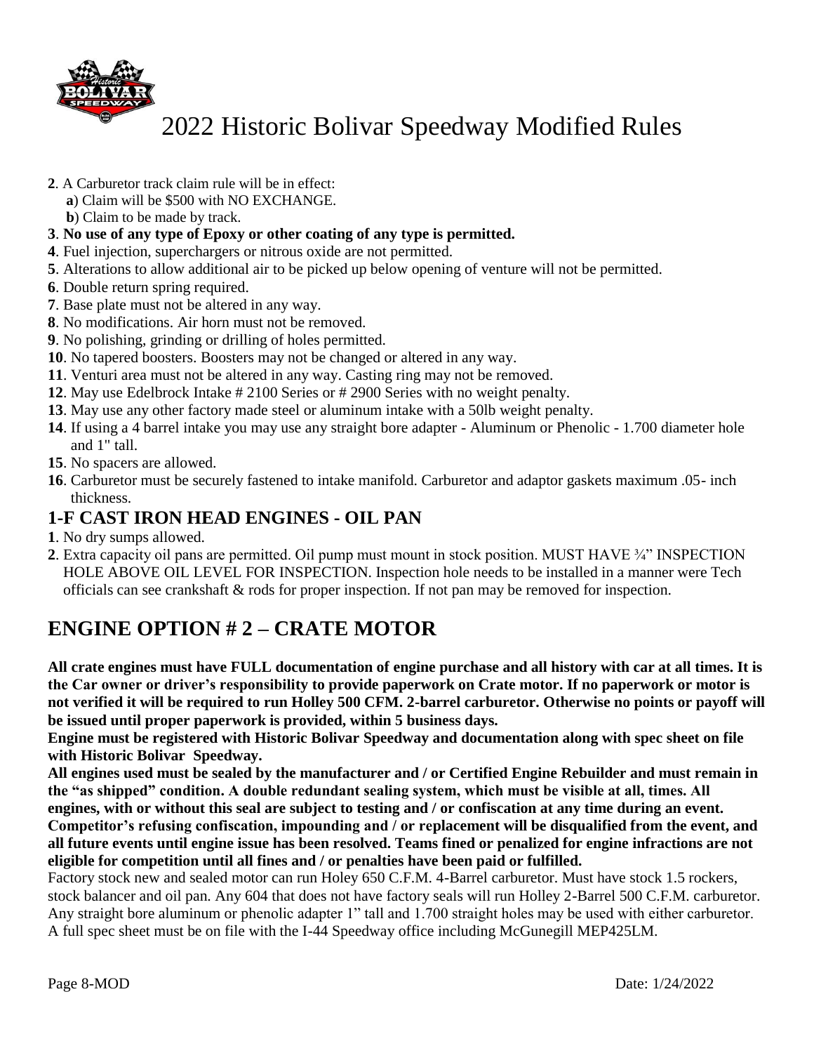# 2022 Historic Bolivar Speedway Modified Rules

**2**. A Carburetor track claim rule will be in effect:
- **a**) Claim will be $500 with NO EXCHANGE.
- **b**) Claim to be made by track.

**3**. **No use of any type of Epoxy or other coating of any type is permitted.**
**4**. Fuel injection, superchargers or nitrous oxide are not permitted.
**5**. Alterations to allow additional air to be picked up below opening of venture will not be permitted.
**6**. Double return spring required.
**7**. Base plate must not be altered in any way.
**8**. No modifications. Air horn must not be removed.
**9**. No polishing, grinding or drilling of holes permitted.
**10**. No tapered boosters. Boosters may not be changed or altered in any way.
**11**. Venturi area must not be altered in any way. Casting ring may not be removed.
**12**. May use Edelbrock Intake # 2100 Series or # 2900 Series with no weight penalty.
**13**. May use any other factory made steel or aluminum intake with a 50lb weight penalty.
**14**. If using a 4 barrel intake you may use any straight bore adapter - Aluminum or Phenolic - 1.700 diameter hole and 1" tall.
**15**. No spacers are allowed.
**16**. Carburetor must be securely fastened to intake manifold. Carburetor and adaptor gaskets maximum .05- inch thickness.

### 1-F CAST IRON HEAD ENGINES - OIL PAN

**1**. No dry sumps allowed.
**2**. Extra capacity oil pans are permitted. Oil pump must mount in stock position. MUST HAVE ¾" INSPECTION HOLE ABOVE OIL LEVEL FOR INSPECTION. Inspection hole needs to be installed in a manner were Tech officials can see crankshaft & rods for proper inspection. If not pan may be removed for inspection.

## ENGINE OPTION # 2 – CRATE MOTOR

**All crate engines must have FULL documentation of engine purchase and all history with car at all times. It is the Car owner or driver's responsibility to provide paperwork on Crate motor. If no paperwork or motor is not verified it will be required to run Holley 500 CFM. 2-barrel carburetor. Otherwise no points or payoff will be issued until proper paperwork is provided, within 5 business days.**

**Engine must be registered with Historic Bolivar Speedway and documentation along with spec sheet on file with Historic Bolivar Speedway.**

**All engines used must be sealed by the manufacturer and / or Certified Engine Rebuilder and must remain in the "as shipped" condition. A double redundant sealing system, which must be visible at all, times. All engines, with or without this seal are subject to testing and / or confiscation at any time during an event. Competitor's refusing confiscation, impounding and / or replacement will be disqualified from the event, and all future events until engine issue has been resolved. Teams fined or penalized for engine infractions are not eligible for competition until all fines and / or penalties have been paid or fulfilled.**

Factory stock new and sealed motor can run Holey 650 C.F.M. 4-Barrel carburetor. Must have stock 1.5 rockers, stock balancer and oil pan. Any 604 that does not have factory seals will run Holley 2-Barrel 500 C.F.M. carburetor. Any straight bore aluminum or phenolic adapter 1" tall and 1.700 straight holes may be used with either carburetor. A full spec sheet must be on file with the I-44 Speedway office including McGunegill MEP425LM.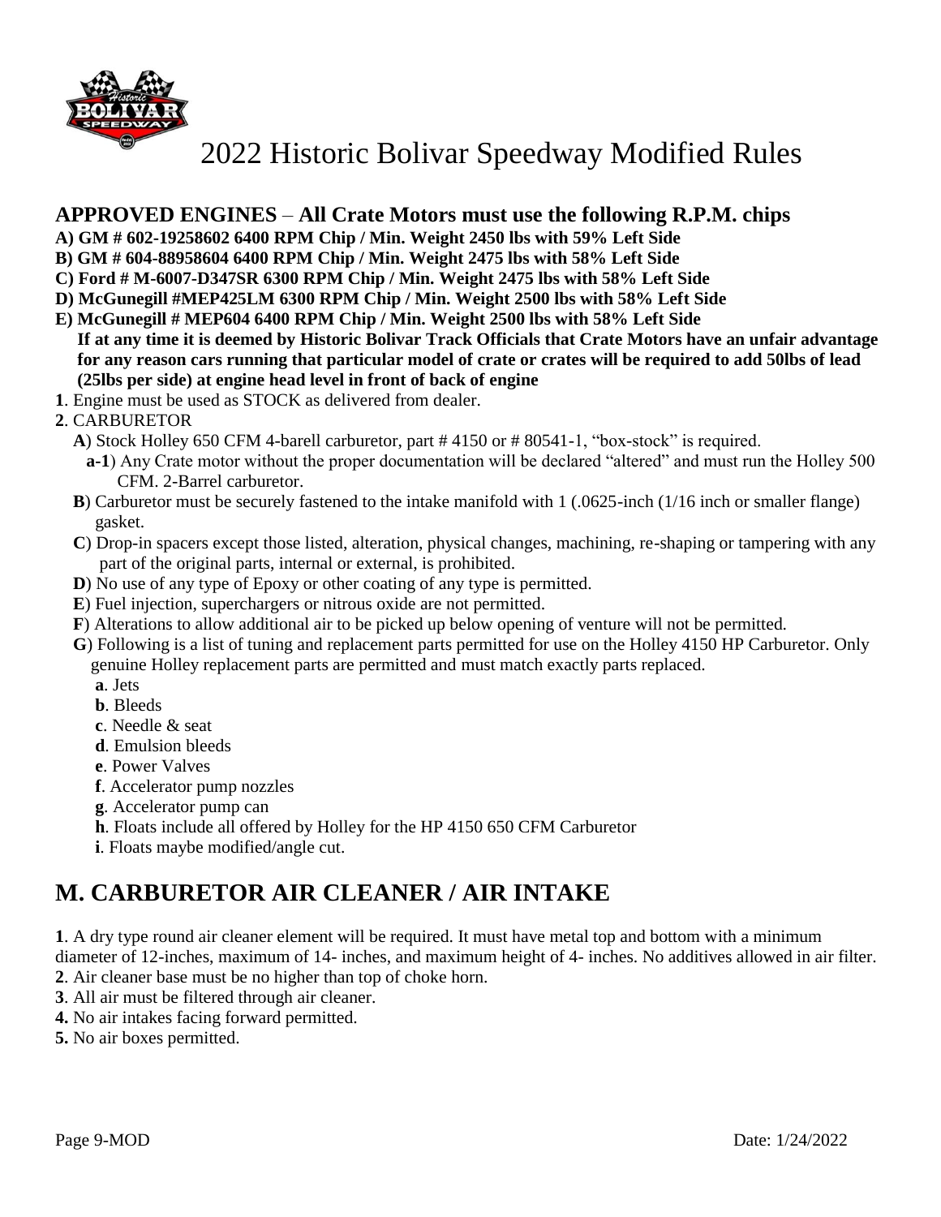# 2022 Historic Bolivar Speedway Modified Rules

## APPROVED ENGINES – All Crate Motors must use the following R.P.M. chips

**A) GM # 602-19258602 6400 RPM Chip / Min. Weight 2450 lbs with 59% Left Side**
**B) GM # 604-88958604 6400 RPM Chip / Min. Weight 2475 lbs with 58% Left Side**
**C) Ford # M-6007-D347SR 6300 RPM Chip / Min. Weight 2475 lbs with 58% Left Side**
**D) McGunegill #MEP425LM 6300 RPM Chip / Min. Weight 2500 lbs with 58% Left Side**
**E) McGunegill # MEP604 6400 RPM Chip / Min. Weight 2500 lbs with 58% Left Side**
**If at any time it is deemed by Historic Bolivar Track Officials that Crate Motors have an unfair advantage for any reason cars running that particular model of crate or crates will be required to add 50lbs of lead (25lbs per side) at engine head level in front of back of engine**

**1**. Engine must be used as STOCK as delivered from dealer.

**2**. CARBURETOR

**A**) Stock Holley 650 CFM 4-barell carburetor, part # 4150 or # 80541-1, "box-stock" is required.

**a-1**) Any Crate motor without the proper documentation will be declared "altered" and must run the Holley 500 CFM. 2-Barrel carburetor.

**B**) Carburetor must be securely fastened to the intake manifold with 1 (.0625-inch (1/16 inch or smaller flange) gasket.

**C**) Drop-in spacers except those listed, alteration, physical changes, machining, re-shaping or tampering with any part of the original parts, internal or external, is prohibited.

**D**) No use of any type of Epoxy or other coating of any type is permitted.

**E**) Fuel injection, superchargers or nitrous oxide are not permitted.

**F**) Alterations to allow additional air to be picked up below opening of venture will not be permitted.

**G**) Following is a list of tuning and replacement parts permitted for use on the Holley 4150 HP Carburetor. Only genuine Holley replacement parts are permitted and must match exactly parts replaced.

**a**. Jets
**b**. Bleeds
**c**. Needle & seat
**d**. Emulsion bleeds
**e**. Power Valves
**f**. Accelerator pump nozzles
**g**. Accelerator pump can
**h**. Floats include all offered by Holley for the HP 4150 650 CFM Carburetor
**i**. Floats maybe modified/angle cut.

## M. CARBURETOR AIR CLEANER / AIR INTAKE

**1**. A dry type round air cleaner element will be required. It must have metal top and bottom with a minimum diameter of 12-inches, maximum of 14- inches, and maximum height of 4- inches. No additives allowed in air filter.

**2**. Air cleaner base must be no higher than top of choke horn.

**3**. All air must be filtered through air cleaner.

**4.** No air intakes facing forward permitted.

**5.** No air boxes permitted.

Date: 1/24/2022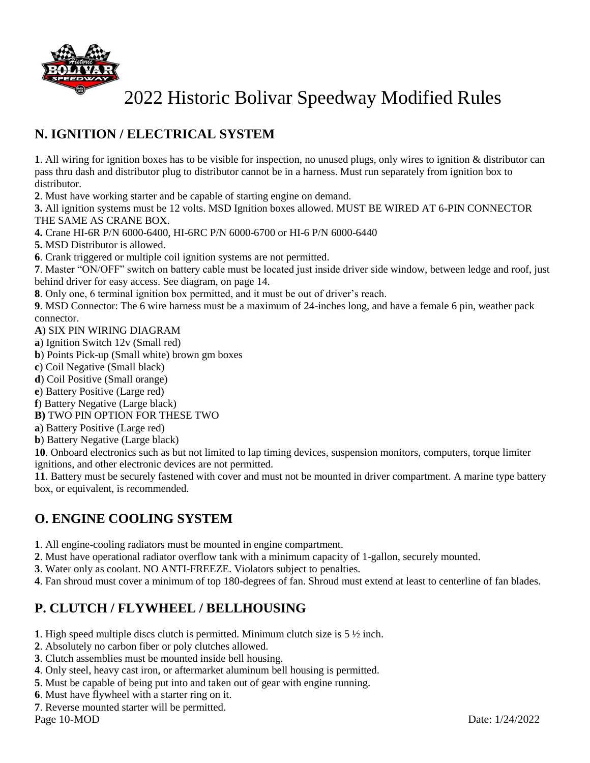# 2022 Historic Bolivar Speedway Modified Rules

## N. IGNITION / ELECTRICAL SYSTEM

**1**. All wiring for ignition boxes has to be visible for inspection, no unused plugs, only wires to ignition & distributor can pass thru dash and distributor plug to distributor cannot be in a harness. Must run separately from ignition box to distributor.

**2**. Must have working starter and be capable of starting engine on demand.

**3.** All ignition systems must be 12 volts. MSD Ignition boxes allowed. MUST BE WIRED AT 6-PIN CONNECTOR THE SAME AS CRANE BOX.

**4.** Crane HI-6R P/N 6000-6400, HI-6RC P/N 6000-6700 or HI-6 P/N 6000-6440

**5.** MSD Distributor is allowed.

**6**. Crank triggered or multiple coil ignition systems are not permitted.

**7**. Master "ON/OFF" switch on battery cable must be located just inside driver side window, between ledge and roof, just behind driver for easy access. See diagram, on page 14.

**8**. Only one, 6 terminal ignition box permitted, and it must be out of driver's reach.

**9**. MSD Connector: The 6 wire harness must be a maximum of 24-inches long, and have a female 6 pin, weather pack connector.

**A**) SIX PIN WIRING DIAGRAM

**a**) Ignition Switch 12v (Small red)

**b**) Points Pick-up (Small white) brown gm boxes

**c**) Coil Negative (Small black)

**d**) Coil Positive (Small orange)

**e**) Battery Positive (Large red)

**f**) Battery Negative (Large black)

**B)** TWO PIN OPTION FOR THESE TWO

**a**) Battery Positive (Large red)

**b**) Battery Negative (Large black)

**10**. Onboard electronics such as but not limited to lap timing devices, suspension monitors, computers, torque limiter ignitions, and other electronic devices are not permitted.

**11**. Battery must be securely fastened with cover and must not be mounted in driver compartment. A marine type battery box, or equivalent, is recommended.

## O. ENGINE COOLING SYSTEM

**1**. All engine-cooling radiators must be mounted in engine compartment.

**2**. Must have operational radiator overflow tank with a minimum capacity of 1-gallon, securely mounted.

**3**. Water only as coolant. NO ANTI-FREEZE. Violators subject to penalties.

**4**. Fan shroud must cover a minimum of top 180-degrees of fan. Shroud must extend at least to centerline of fan blades.

## P. CLUTCH / FLYWHEEL / BELLHOUSING

**1**. High speed multiple discs clutch is permitted. Minimum clutch size is 5 ½ inch.

**2**. Absolutely no carbon fiber or poly clutches allowed.

**3**. Clutch assemblies must be mounted inside bell housing.

**4**. Only steel, heavy cast iron, or aftermarket aluminum bell housing is permitted.

**5**. Must be capable of being put into and taken out of gear with engine running.

**6**. Must have flywheel with a starter ring on it.

**7**. Reverse mounted starter will be permitted.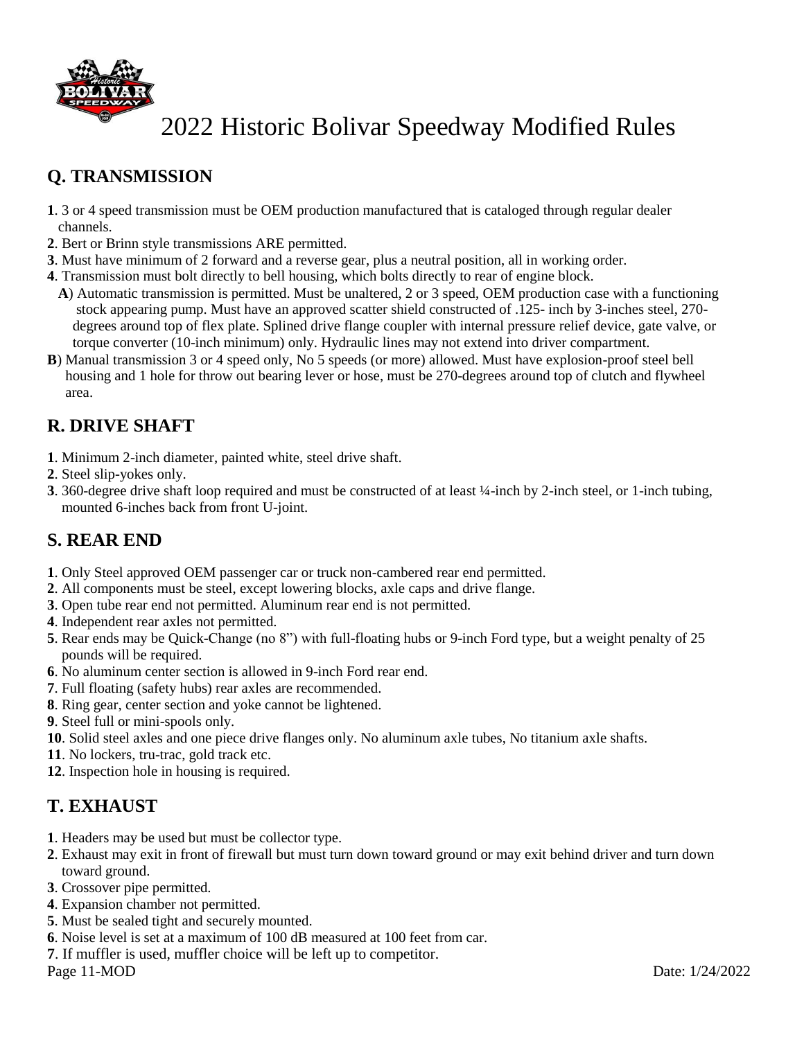# 2022 Historic Bolivar Speedway Modified Rules

## Q. TRANSMISSION

**1**. 3 or 4 speed transmission must be OEM production manufactured that is cataloged through regular dealer channels.
**2**. Bert or Brinn style transmissions ARE permitted.
**3**. Must have minimum of 2 forward and a reverse gear, plus a neutral position, all in working order.
**4**. Transmission must bolt directly to bell housing, which bolts directly to rear of engine block.

**A**) Automatic transmission is permitted. Must be unaltered, 2 or 3 speed, OEM production case with a functioning stock appearing pump. Must have an approved scatter shield constructed of .125- inch by 3-inches steel, 270-degrees around top of flex plate. Splined drive flange coupler with internal pressure relief device, gate valve, or torque converter (10-inch minimum) only. Hydraulic lines may not extend into driver compartment.

**B**) Manual transmission 3 or 4 speed only, No 5 speeds (or more) allowed. Must have explosion-proof steel bell housing and 1 hole for throw out bearing lever or hose, must be 270-degrees around top of clutch and flywheel area.

## R. DRIVE SHAFT

**1**. Minimum 2-inch diameter, painted white, steel drive shaft.
**2**. Steel slip-yokes only.
**3**. 360-degree drive shaft loop required and must be constructed of at least ¼-inch by 2-inch steel, or 1-inch tubing, mounted 6-inches back from front U-joint.

## S. REAR END

**1**. Only Steel approved OEM passenger car or truck non-cambered rear end permitted.
**2**. All components must be steel, except lowering blocks, axle caps and drive flange.
**3**. Open tube rear end not permitted. Aluminum rear end is not permitted.
**4**. Independent rear axles not permitted.
**5**. Rear ends may be Quick-Change (no 8") with full-floating hubs or 9-inch Ford type, but a weight penalty of 25 pounds will be required.
**6**. No aluminum center section is allowed in 9-inch Ford rear end.
**7**. Full floating (safety hubs) rear axles are recommended.
**8**. Ring gear, center section and yoke cannot be lightened.
**9**. Steel full or mini-spools only.
**10**. Solid steel axles and one piece drive flanges only. No aluminum axle tubes, No titanium axle shafts.
**11**. No lockers, tru-trac, gold track etc.
**12**. Inspection hole in housing is required.

## T. EXHAUST

**1**. Headers may be used but must be collector type.
**2**. Exhaust may exit in front of firewall but must turn down toward ground or may exit behind driver and turn down toward ground.
**3**. Crossover pipe permitted.
**4**. Expansion chamber not permitted.
**5**. Must be sealed tight and securely mounted.
**6**. Noise level is set at a maximum of 100 dB measured at 100 feet from car.
**7**. If muffler is used, muffler choice will be left up to competitor.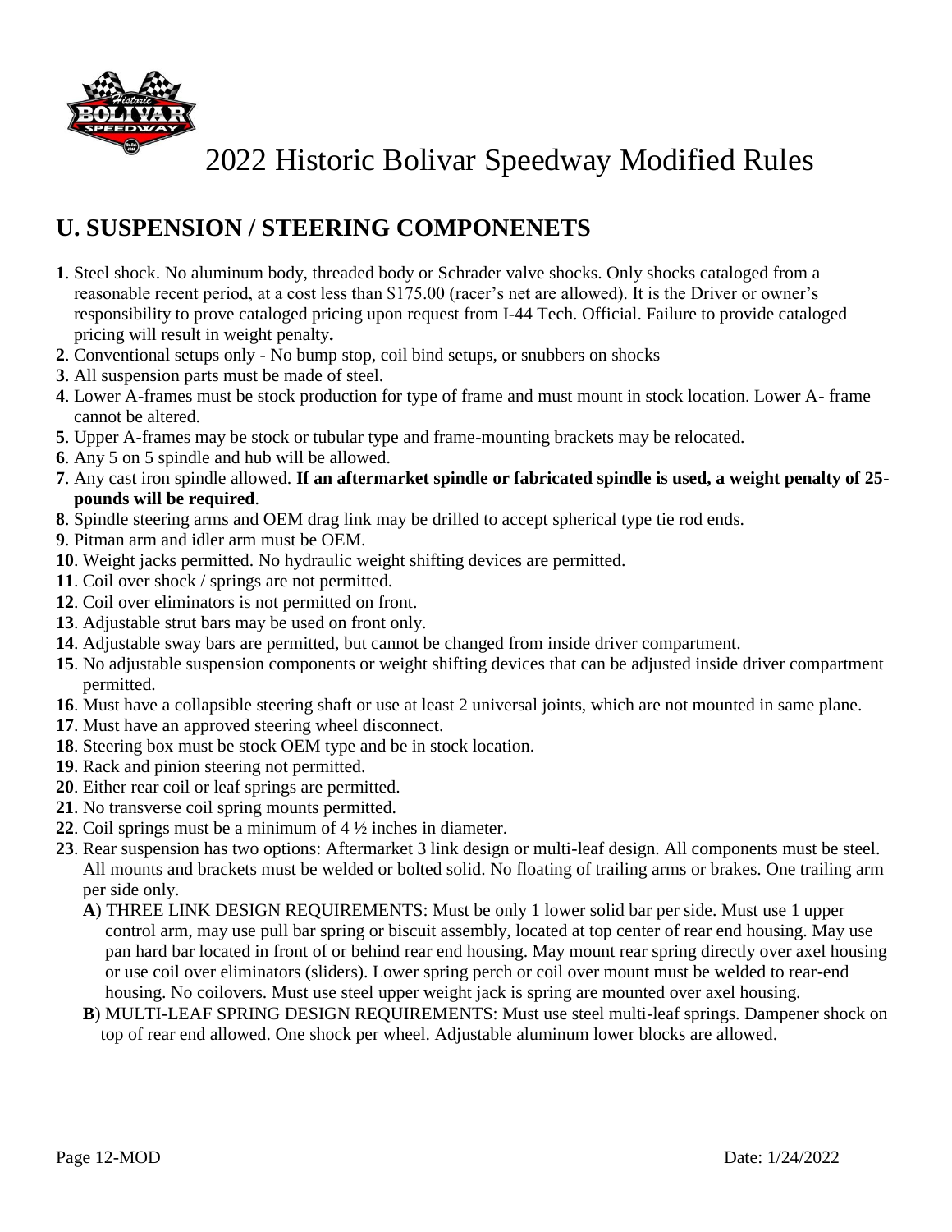# 2022 Historic Bolivar Speedway Modified Rules

## U. SUSPENSION / STEERING COMPONENETS

**1**. Steel shock. No aluminum body, threaded body or Schrader valve shocks. Only shocks cataloged from a reasonable recent period, at a cost less than $175.00 (racer's net are allowed). It is the Driver or owner's responsibility to prove cataloged pricing upon request from I-44 Tech. Official. Failure to provide cataloged pricing will result in weight penalty**.**

**2**. Conventional setups only - No bump stop, coil bind setups, or snubbers on shocks

**3**. All suspension parts must be made of steel.

**4**. Lower A-frames must be stock production for type of frame and must mount in stock location. Lower A- frame cannot be altered.

**5**. Upper A-frames may be stock or tubular type and frame-mounting brackets may be relocated.

**6**. Any 5 on 5 spindle and hub will be allowed.

**7**. Any cast iron spindle allowed. **If an aftermarket spindle or fabricated spindle is used, a weight penalty of 25-pounds will be required**.

**8**. Spindle steering arms and OEM drag link may be drilled to accept spherical type tie rod ends.

**9**. Pitman arm and idler arm must be OEM.

**10**. Weight jacks permitted. No hydraulic weight shifting devices are permitted.

**11**. Coil over shock / springs are not permitted.

**12**. Coil over eliminators is not permitted on front.

**13**. Adjustable strut bars may be used on front only.

**14**. Adjustable sway bars are permitted, but cannot be changed from inside driver compartment.

**15**. No adjustable suspension components or weight shifting devices that can be adjusted inside driver compartment permitted.

**16**. Must have a collapsible steering shaft or use at least 2 universal joints, which are not mounted in same plane.

**17**. Must have an approved steering wheel disconnect.

**18**. Steering box must be stock OEM type and be in stock location.

**19**. Rack and pinion steering not permitted.

**20**. Either rear coil or leaf springs are permitted.

**21**. No transverse coil spring mounts permitted.

**22**. Coil springs must be a minimum of 4 ½ inches in diameter.

**23**. Rear suspension has two options: Aftermarket 3 link design or multi-leaf design. All components must be steel. All mounts and brackets must be welded or bolted solid. No floating of trailing arms or brakes. One trailing arm per side only.

**A**) THREE LINK DESIGN REQUIREMENTS: Must be only 1 lower solid bar per side. Must use 1 upper control arm, may use pull bar spring or biscuit assembly, located at top center of rear end housing. May use pan hard bar located in front of or behind rear end housing. May mount rear spring directly over axel housing or use coil over eliminators (sliders). Lower spring perch or coil over mount must be welded to rear-end housing. No coilovers. Must use steel upper weight jack is spring are mounted over axel housing.

**B**) MULTI-LEAF SPRING DESIGN REQUIREMENTS: Must use steel multi-leaf springs. Dampener shock on top of rear end allowed. One shock per wheel. Adjustable aluminum lower blocks are allowed.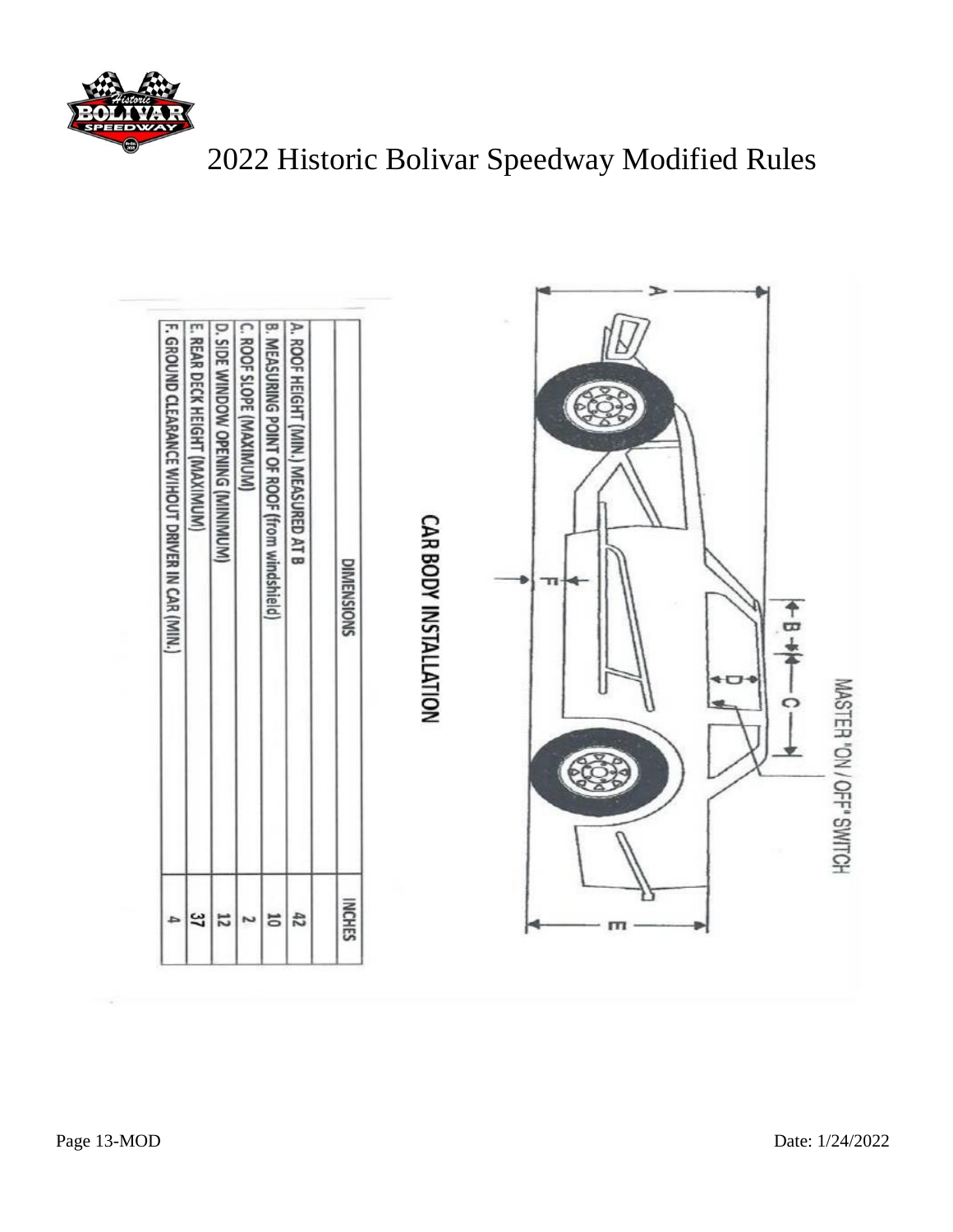# 2022 Historic Bolivar Speedway Modified Rules

## CAR BODY INSTALLATION

MASTER "ON / OFF" SWITCH

| DIMENSIONS | INCHES |
|---|---|
| | |
| A. ROOF HEIGHT (MIN.) MEASURED AT B | 42 |
| B. MEASURING POINT OF ROOF (from windshield) | 10 |
| C. ROOF SLOPE (MAXIMUM) | 2 |
| D. SIDE WINDOW OPENING (MINIMUM) | 12 |
| E. REAR DECK HEIGHT (MAXIMUM) | 37 |
| F. GROUND CLEARANCE WIHOUT DRIVER IN CAR (MIN.) | 4 |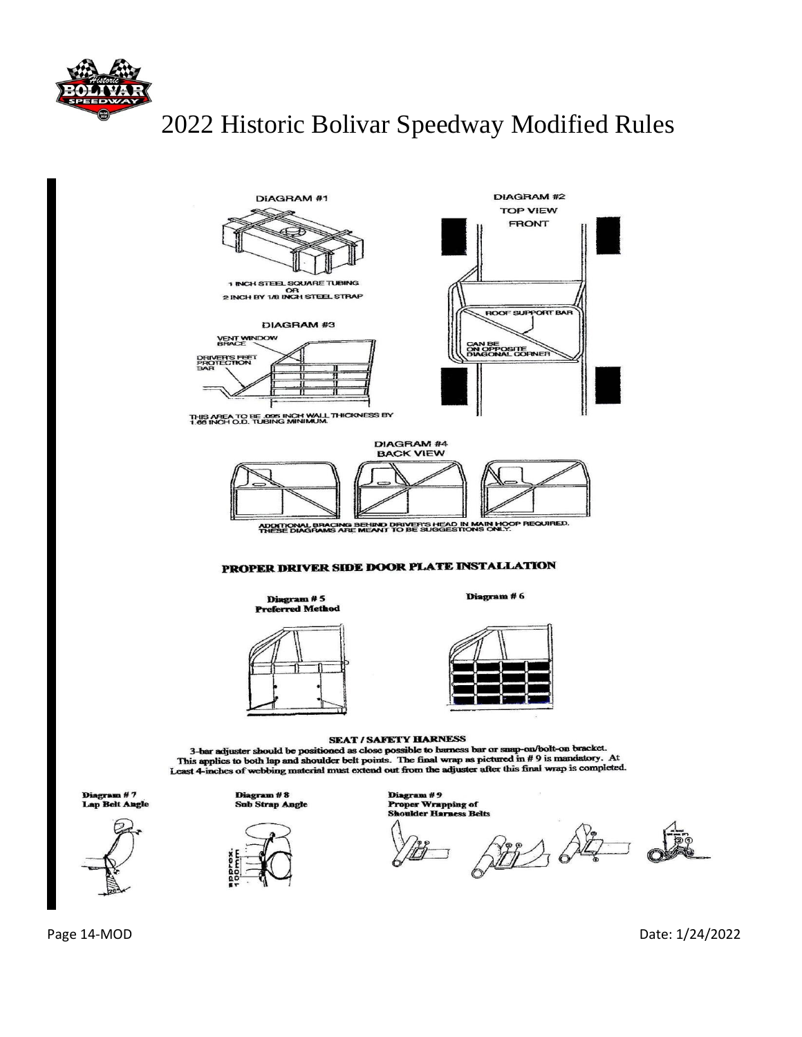# 2022 Historic Bolivar Speedway Modified Rules

DIAGRAM #1

1 INCH STEEL SQUARE TUBING
OR
2 INCH BY 1/8 INCH STEEL STRAP

DIAGRAM #2
TOP VIEW
FRONT

ROOF SUPPORT BAR

CAN BE ON OPPOSITE DIAGONAL CORNER

DIAGRAM #3

VENT WINDOW BRACE

DRIVER'S FEET PROTECTION BAR

THIS AREA TO BE .095 INCH WALL THICKNESS BY 1.66 INCH O.D. TUBING MINIMUM.

DIAGRAM #4
BACK VIEW

ADDITIONAL BRACING BEHIND DRIVER'S HEAD IN MAIN HOOP REQUIRED.
THESE DIAGRAMS ARE MEANT TO BE SUGGESTIONS ONLY.

## PROPER DRIVER SIDE DOOR PLATE INSTALLATION

**Diagram # 5**
**Preferred Method**

**Diagram # 6**

## SEAT / SAFETY HARNESS

3-bar adjuster should be positioned as close possible to harness bar or snap-on/bolt-on bracket. This applies to both lap and shoulder belt points. The final wrap as pictured in # 9 is mandatory. At Least 4-inches of webbing material must extend out from the adjuster after this final wrap is completed.

**Diagram # 7**
**Lap Belt Angle**

**Diagram # 8**
**Sub Strap Angle**

approx. 100mm

**Diagram # 9**
**Proper Wrapping of Shoulder Harness Belts**